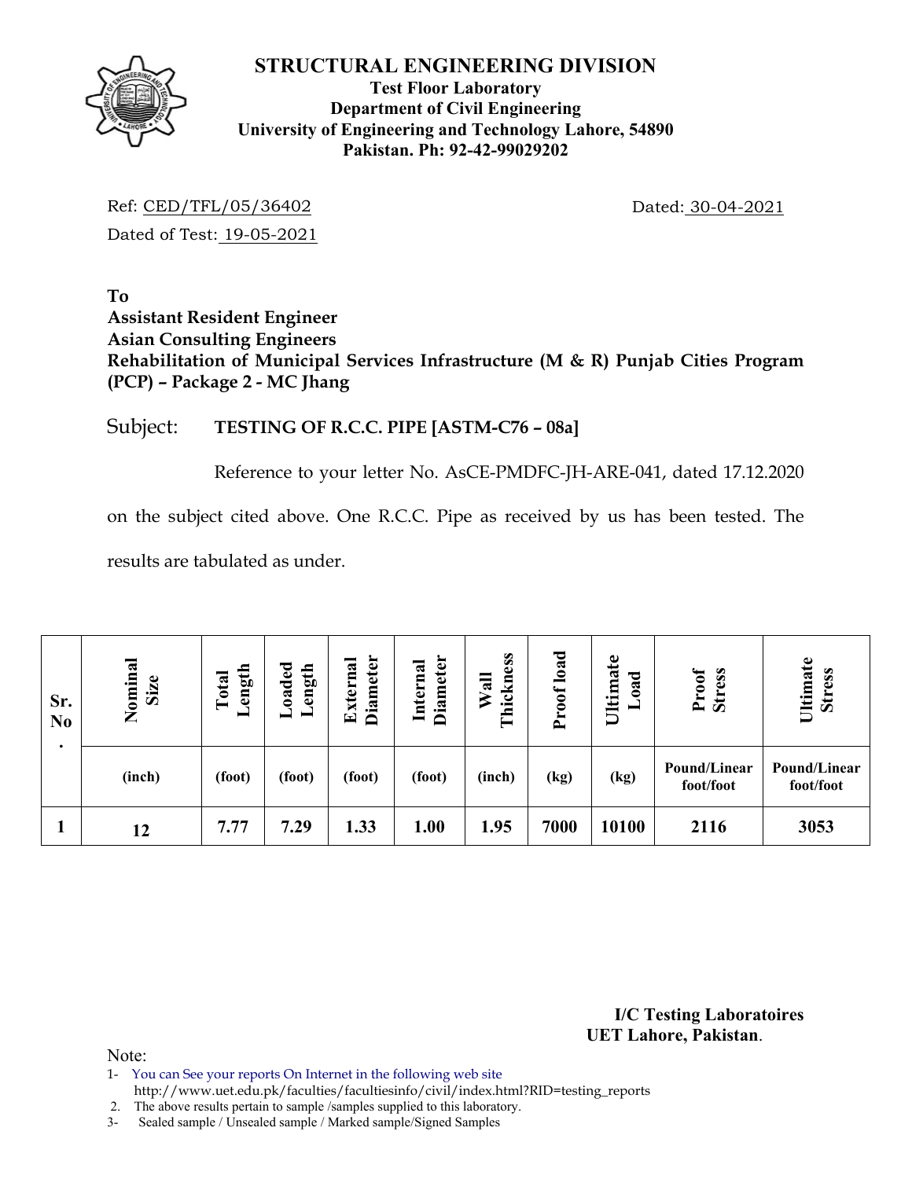# STRUCTURAL ENGINEERING DIVISION

**Test Floor Laboratory**
**Department of Civil Engineering**
**University of Engineering and Technology Lahore, 54890**
**Pakistan. Ph: 92-42-99029202**

Ref: CED/TFL/05/36402 Dated: 30-04-2021

Dated of Test: 19-05-2021

**To**
**Assistant Resident Engineer**
**Asian Consulting Engineers**
**Rehabilitation of Municipal Services Infrastructure (M & R) Punjab Cities Program (PCP) – Package 2 - MC Jhang**

Subject: **TESTING OF R.C.C. PIPE [ASTM-C76 – 08a]**

Reference to your letter No. AsCE-PMDFC-JH-ARE-041, dated 17.12.2020 on the subject cited above. One R.C.C. Pipe as received by us has been tested. The results are tabulated as under.

| Sr. No. | Nominal Size | Total Length | Loaded Length | External Diameter | Internal Diameter | Wall Thickness | Proof load | Ultimate Load | Proof Stress | Ultimate Stress |
|---|---|---|---|---|---|---|---|---|---|---|
| | (inch) | (foot) | (foot) | (foot) | (foot) | (inch) | (kg) | (kg) | Pound/Linear foot/foot | Pound/Linear foot/foot |
| 1 | 12 | 7.77 | 7.29 | 1.33 | 1.00 | 1.95 | 7000 | 10100 | 2116 | 3053 |

**I/C Testing Laboratoires**
**UET Lahore, Pakistan**.

Note:
1- You can See your reports On Internet in the following web site
http://www.uet.edu.pk/faculties/facultiesinfo/civil/index.html?RID=testing_reports
2. The above results pertain to sample /samples supplied to this laboratory.
3- Sealed sample / Unsealed sample / Marked sample/Signed Samples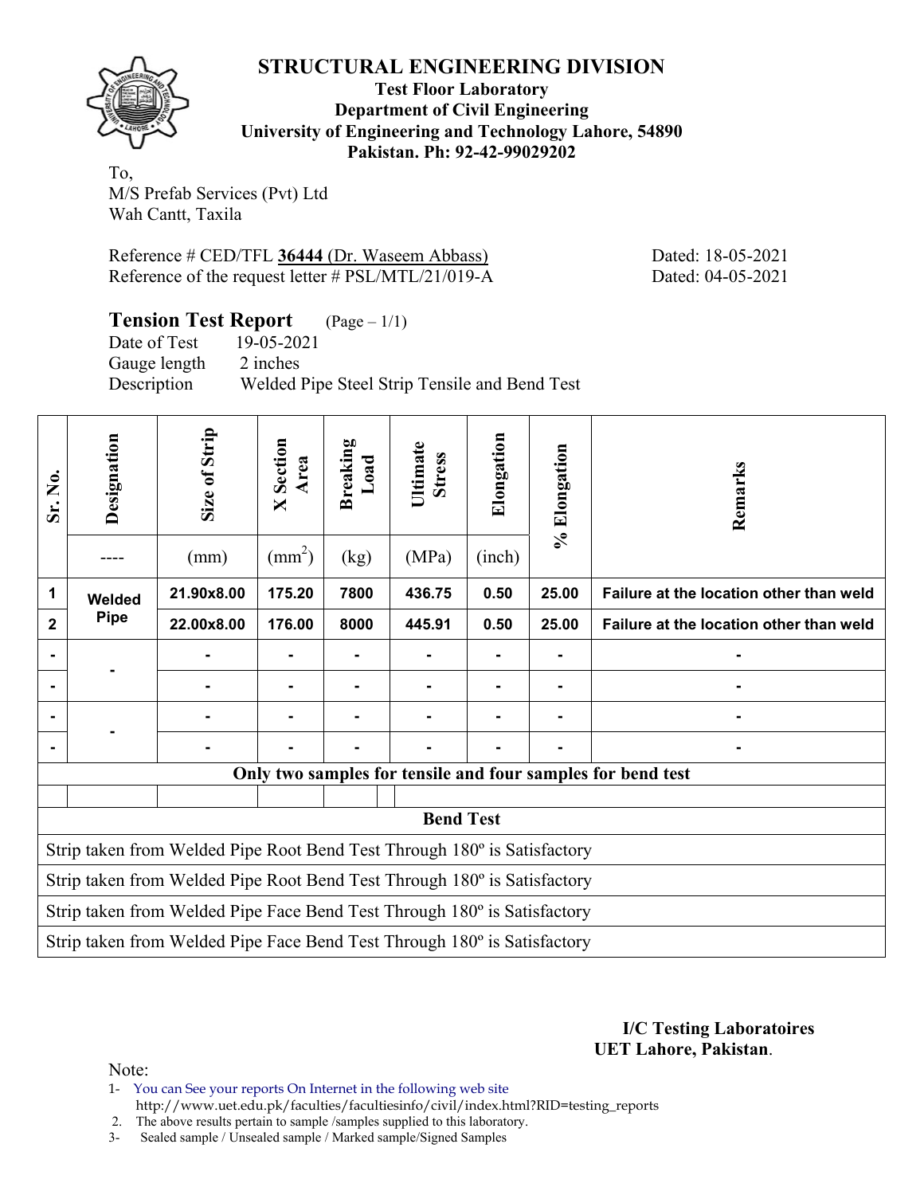# STRUCTURAL ENGINEERING DIVISION

**Test Floor Laboratory**
**Department of Civil Engineering**
**University of Engineering and Technology Lahore, 54890**
**Pakistan. Ph: 92-42-99029202**

To,
M/S Prefab Services (Pvt) Ltd
Wah Cantt, Taxila

Reference # CED/TFL **36444** (Dr. Waseem Abbass) Dated: 18-05-2021
Reference of the request letter # PSL/MTL/21/019-A Dated: 04-05-2021

## Tension Test Report (Page – 1/1)

Date of Test 19-05-2021
Gauge length 2 inches
Description Welded Pipe Steel Strip Tensile and Bend Test

| Sr. No. | Designation | Size of Strip | X Section Area | Breaking Load | Ultimate Stress | Elongation | % Elongation | Remarks |
|---|---|---|---|---|---|---|---|---|
| | ---- | (mm) | ($mm^2$) | (kg) | (MPa) | (inch) | | |
| **1** | **Welded Pipe** | **21.90x8.00** | **175.20** | **7800** | **436.75** | **0.50** | **25.00** | **Failure at the location other than weld** |
| **2** | | **22.00x8.00** | **176.00** | **8000** | **445.91** | **0.50** | **25.00** | **Failure at the location other than weld** |
| - | - | - | - | - | - | - | - | - |
| - | | - | - | - | - | - | - | - |
| - | - | - | - | - | - | - | - | - |
| - | | - | - | - | - | - | - | - |
| **Only two samples for tensile and four samples for bend test** | | | | | | | | |

| **Bend Test** |
|---|
| Strip taken from Welded Pipe Root Bend Test Through 180º is Satisfactory |
| Strip taken from Welded Pipe Root Bend Test Through 180º is Satisfactory |
| Strip taken from Welded Pipe Face Bend Test Through 180º is Satisfactory |
| Strip taken from Welded Pipe Face Bend Test Through 180º is Satisfactory |

**I/C Testing Laboratoires**
**UET Lahore, Pakistan**.

Note:

1- You can See your reports On Internet in the following web site
http://www.uet.edu.pk/faculties/facultiesinfo/civil/index.html?RID=testing_reports
2. The above results pertain to sample /samples supplied to this laboratory.
3- Sealed sample / Unsealed sample / Marked sample/Signed Samples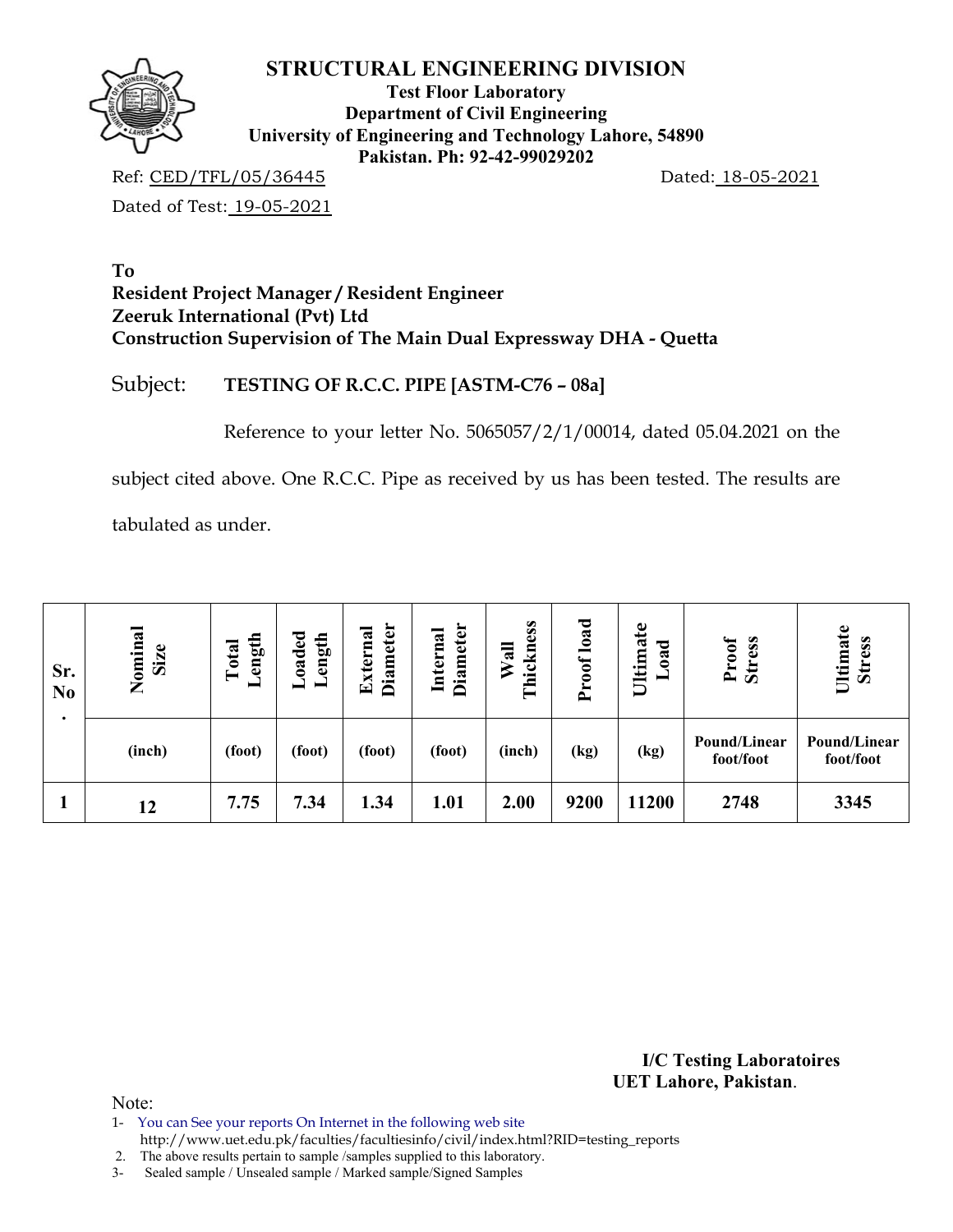# STRUCTURAL ENGINEERING DIVISION

**Test Floor Laboratory**
**Department of Civil Engineering**
**University of Engineering and Technology Lahore, 54890**
**Pakistan. Ph: 92-42-99029202**

Ref: CED/TFL/05/36445 Dated: 18-05-2021

Dated of Test: 19-05-2021

**To**
**Resident Project Manager / Resident Engineer**
**Zeeruk International (Pvt) Ltd**
**Construction Supervision of The Main Dual Expressway DHA - Quetta**

Subject: **TESTING OF R.C.C. PIPE [ASTM-C76 – 08a]**

Reference to your letter No. 5065057/2/1/00014, dated 05.04.2021 on the subject cited above. One R.C.C. Pipe as received by us has been tested. The results are tabulated as under.

| Sr. No. | Nominal Size | Total Length | Loaded Length | External Diameter | Internal Diameter | Wall Thickness | Proof load | Ultimate Load | Proof Stress | Ultimate Stress |
|---|---|---|---|---|---|---|---|---|---|---|
| | (inch) | (foot) | (foot) | (foot) | (foot) | (inch) | (kg) | (kg) | Pound/Linear foot/foot | Pound/Linear foot/foot |
| 1 | 12 | 7.75 | 7.34 | 1.34 | 1.01 | 2.00 | 9200 | 11200 | 2748 | 3345 |

**I/C Testing Laboratoires**
**UET Lahore, Pakistan**.

Note:

1- You can See your reports On Internet in the following web site
http://www.uet.edu.pk/faculties/facultiesinfo/civil/index.html?RID=testing_reports

2. The above results pertain to sample /samples supplied to this laboratory.

3- Sealed sample / Unsealed sample / Marked sample/Signed Samples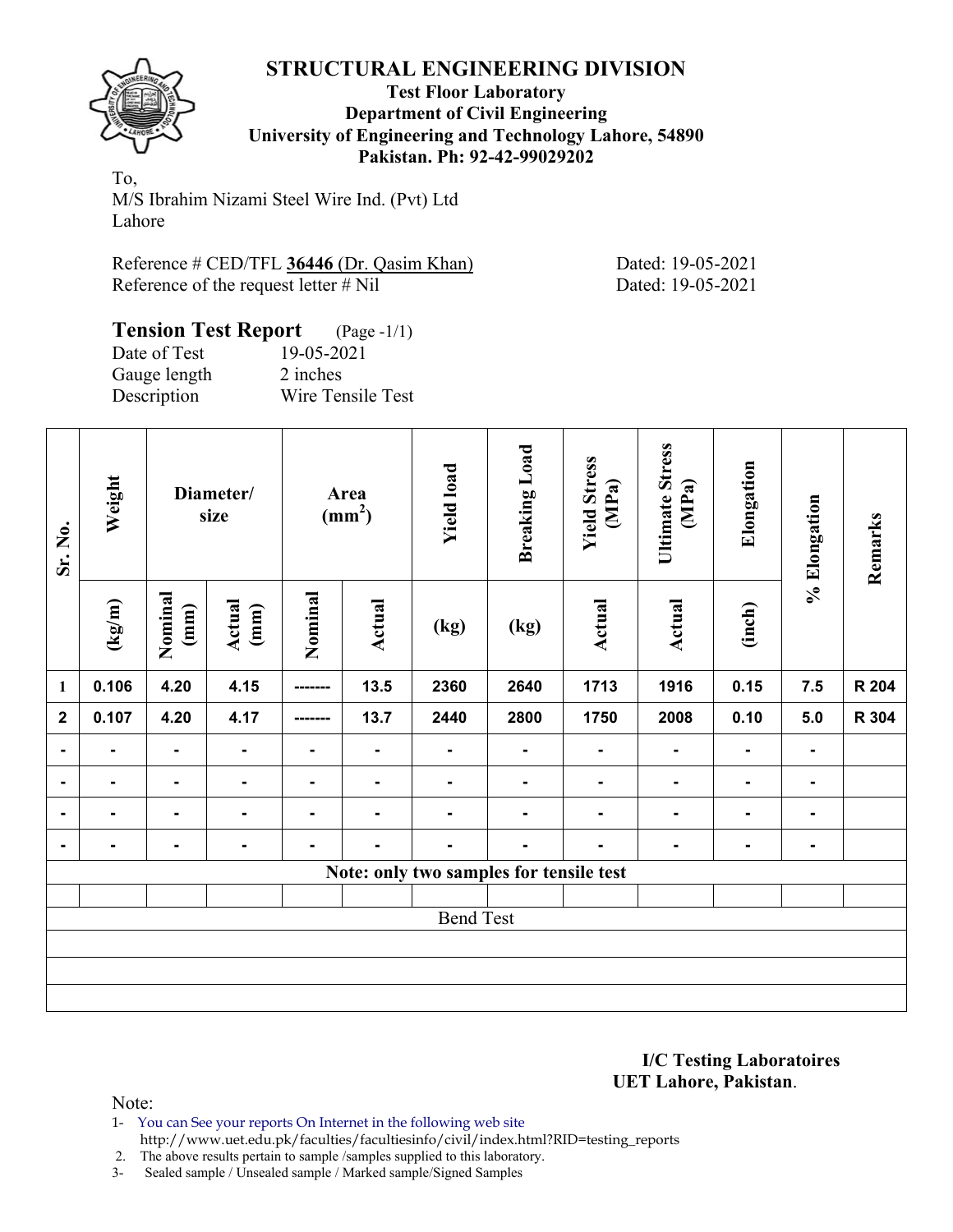# STRUCTURAL ENGINEERING DIVISION

**Test Floor Laboratory**
**Department of Civil Engineering**
**University of Engineering and Technology Lahore, 54890**
**Pakistan. Ph: 92-42-99029202**

To,
M/S Ibrahim Nizami Steel Wire Ind. (Pvt) Ltd
Lahore

Reference # CED/TFL **36446** (Dr. Qasim Khan) Dated: 19-05-2021
Reference of the request letter # Nil Dated: 19-05-2021

## Tension Test Report (Page -1/1)

Date of Test 19-05-2021
Gauge length 2 inches
Description Wire Tensile Test

| Sr. No. | Weight | Diameter/ size | | Area (mm$^2$) | | Yield load | Breaking Load | Yield Stress (MPa) | Ultimate Stress (MPa) | Elongation | % Elongation | Remarks |
|---|---|---|---|---|---|---|---|---|---|---|---|---|
| | (kg/m) | Nominal (mm) | Actual (mm) | Nominal | Actual | (kg) | (kg) | Actual | Actual | (inch) | | |
| 1 | 0.106 | 4.20 | 4.15 | ------- | 13.5 | 2360 | 2640 | 1713 | 1916 | 0.15 | 7.5 | R 204 |
| 2 | 0.107 | 4.20 | 4.17 | ------- | 13.7 | 2440 | 2800 | 1750 | 2008 | 0.10 | 5.0 | R 304 |
| - | - | - | - | - | - | - | - | - | - | - | - | |
| - | - | - | - | - | - | - | - | - | - | - | - | |
| - | - | - | - | - | - | - | - | - | - | - | - | |
| - | - | - | - | - | - | - | - | - | - | - | - | |
| Note: only two samples for tensile test | | | | | | | | | | | | |
| | | | | | | | | | | | | |
| Bend Test | | | | | | | | | | | | |
| | | | | | | | | | | | | |
| | | | | | | | | | | | | |
| | | | | | | | | | | | | |

**I/C Testing Laboratoires**
**UET Lahore, Pakistan**.

Note:
1- You can See your reports On Internet in the following web site
http://www.uet.edu.pk/faculties/facultiesinfo/civil/index.html?RID=testing_reports
2. The above results pertain to sample /samples supplied to this laboratory.
3- Sealed sample / Unsealed sample / Marked sample/Signed Samples